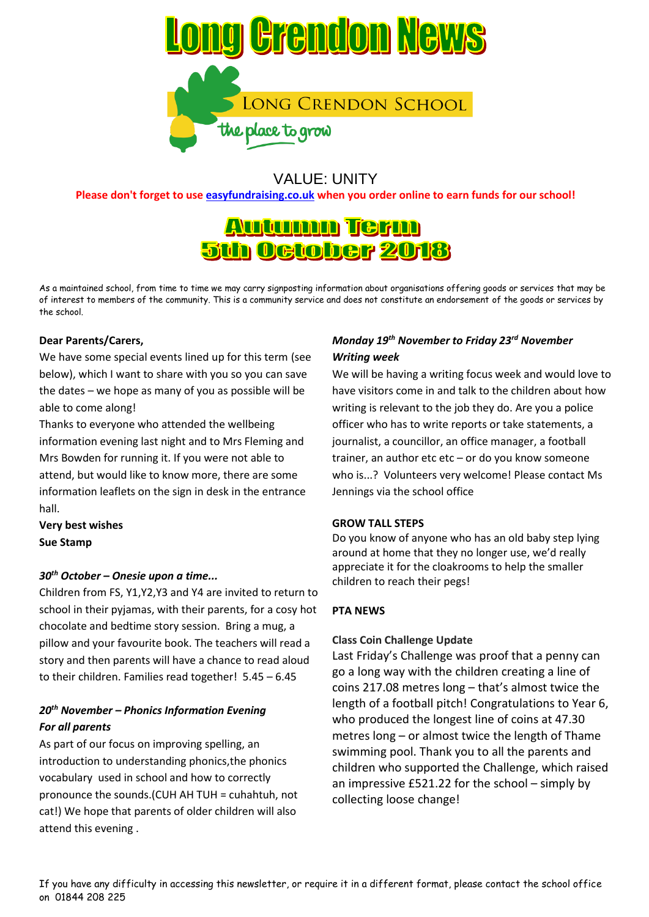# Long Crendon News

LONG CRENDON SCHOOL

the place to grow

VALUE: UNITY

**Please don't forget to use [easyfundraising.co.uk](easyfundraising.co.uk) when you order online to earn funds for our school!**

## Autumn Term
## 5th October 2018

As a maintained school, from time to time we may carry signposting information about organisations offering goods or services that may be of interest to members of the community. This is a community service and does not constitute an endorsement of the goods or services by the school.

**Dear Parents/Carers,**

We have some special events lined up for this term (see below), which I want to share with you so you can save the dates – we hope as many of you as possible will be able to come along!

Thanks to everyone who attended the wellbeing information evening last night and to Mrs Fleming and Mrs Bowden for running it. If you were not able to attend, but would like to know more, there are some information leaflets on the sign in desk in the entrance hall.

**Very best wishes**
**Sue Stamp**

***30th October – Onesie upon a time...***

Children from FS, Y1,Y2,Y3 and Y4 are invited to return to school in their pyjamas, with their parents, for a cosy hot chocolate and bedtime story session. Bring a mug, a pillow and your favourite book. The teachers will read a story and then parents will have a chance to read aloud to their children. Families read together! 5.45 – 6.45

***20th November – Phonics Information Evening***
***For all parents***

As part of our focus on improving spelling, an introduction to understanding phonics,the phonics vocabulary used in school and how to correctly pronounce the sounds.(CUH AH TUH = cuhahtuh, not cat!) We hope that parents of older children will also attend this evening .

***Monday 19th November to Friday 23rd November***
***Writing week***

We will be having a writing focus week and would love to have visitors come in and talk to the children about how writing is relevant to the job they do. Are you a police officer who has to write reports or take statements, a journalist, a councillor, an office manager, a football trainer, an author etc etc – or do you know someone who is...? Volunteers very welcome! Please contact Ms Jennings via the school office

**GROW TALL STEPS**

Do you know of anyone who has an old baby step lying around at home that they no longer use, we'd really appreciate it for the cloakrooms to help the smaller children to reach their pegs!

**PTA NEWS**

**Class Coin Challenge Update**

Last Friday's Challenge was proof that a penny can go a long way with the children creating a line of coins 217.08 metres long – that's almost twice the length of a football pitch! Congratulations to Year 6, who produced the longest line of coins at 47.30 metres long – or almost twice the length of Thame swimming pool. Thank you to all the parents and children who supported the Challenge, which raised an impressive £521.22 for the school – simply by collecting loose change!

If you have any difficulty in accessing this newsletter, or require it in a different format, please contact the school office on 01844 208 225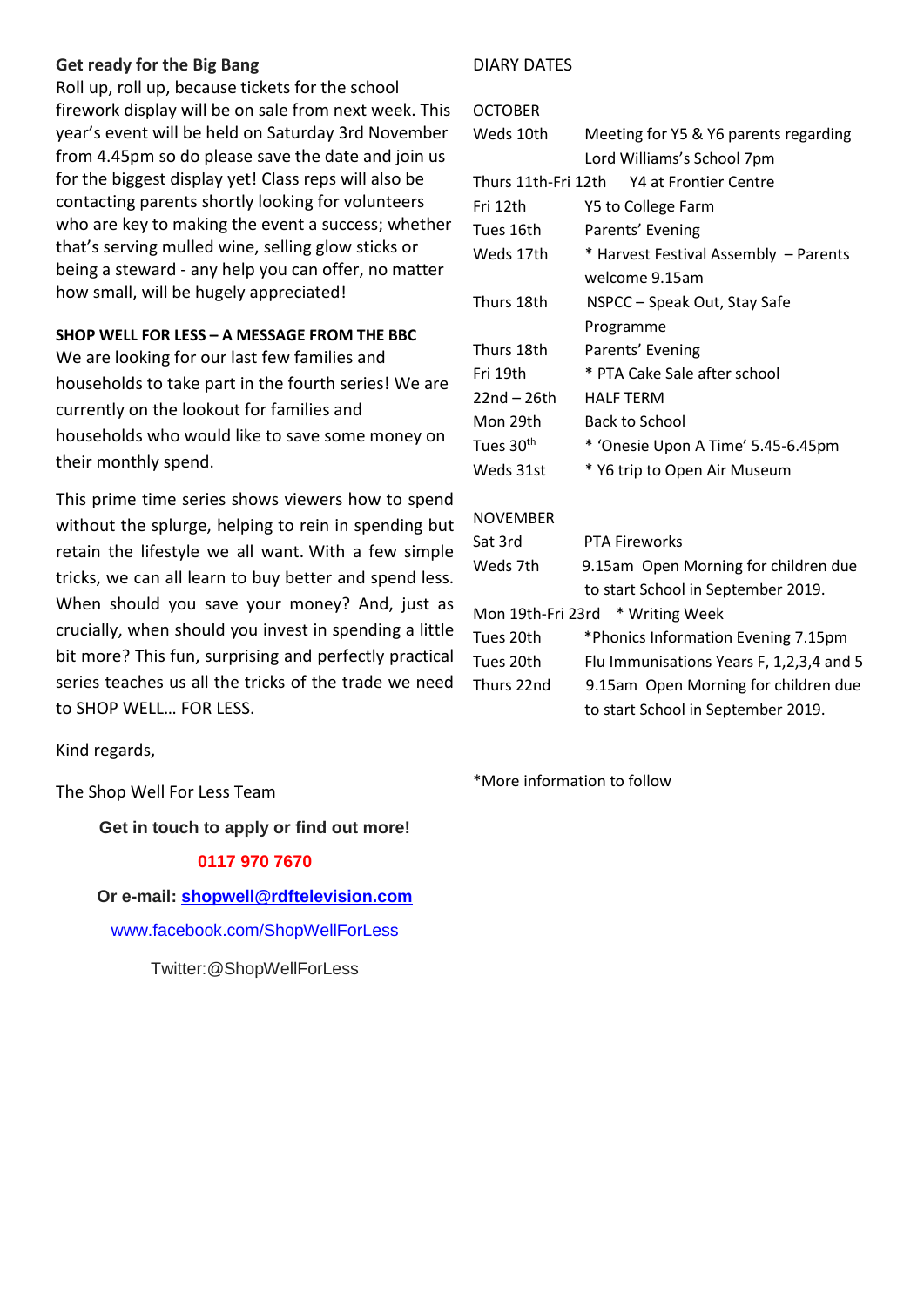**Get ready for the Big Bang**

Roll up, roll up, because tickets for the school firework display will be on sale from next week. This year's event will be held on Saturday 3rd November from 4.45pm so do please save the date and join us for the biggest display yet! Class reps will also be contacting parents shortly looking for volunteers who are key to making the event a success; whether that's serving mulled wine, selling glow sticks or being a steward - any help you can offer, no matter how small, will be hugely appreciated!

**SHOP WELL FOR LESS – A MESSAGE FROM THE BBC**

We are looking for our last few families and households to take part in the fourth series! We are currently on the lookout for families and households who would like to save some money on their monthly spend.

This prime time series shows viewers how to spend without the splurge, helping to rein in spending but retain the lifestyle we all want. With a few simple tricks, we can all learn to buy better and spend less. When should you save your money? And, just as crucially, when should you invest in spending a little bit more? This fun, surprising and perfectly practical series teaches us all the tricks of the trade we need to SHOP WELL… FOR LESS.

Kind regards,

The Shop Well For Less Team

**Get in touch to apply or find out more!**

**0117 970 7670**

**Or e-mail: shopwell@rdftelevision.com**

www.facebook.com/ShopWellForLess

Twitter:@ShopWellForLess

DIARY DATES

OCTOBER

| | |
|---|---|
| Weds 10th | Meeting for Y5 & Y6 parents regarding Lord Williams's School 7pm |
| Thurs 11th-Fri 12th | Y4 at Frontier Centre |
| Fri 12th | Y5 to College Farm |
| Tues 16th | Parents' Evening |
| Weds 17th | * Harvest Festival Assembly – Parents welcome 9.15am |
| Thurs 18th | NSPCC – Speak Out, Stay Safe Programme |
| Thurs 18th | Parents' Evening |
| Fri 19th | * PTA Cake Sale after school |
| 22nd – 26th | HALF TERM |
| Mon 29th | Back to School |
| Tues 30th | * 'Onesie Upon A Time' 5.45-6.45pm |
| Weds 31st | * Y6 trip to Open Air Museum |

NOVEMBER

| | |
|---|---|
| Sat 3rd | PTA Fireworks |
| Weds 7th | 9.15am Open Morning for children due to start School in September 2019. |
| Mon 19th-Fri 23rd | * Writing Week |
| Tues 20th | *Phonics Information Evening 7.15pm |
| Tues 20th | Flu Immunisations Years F, 1,2,3,4 and 5 |
| Thurs 22nd | 9.15am Open Morning for children due to start School in September 2019. |

*More information to follow